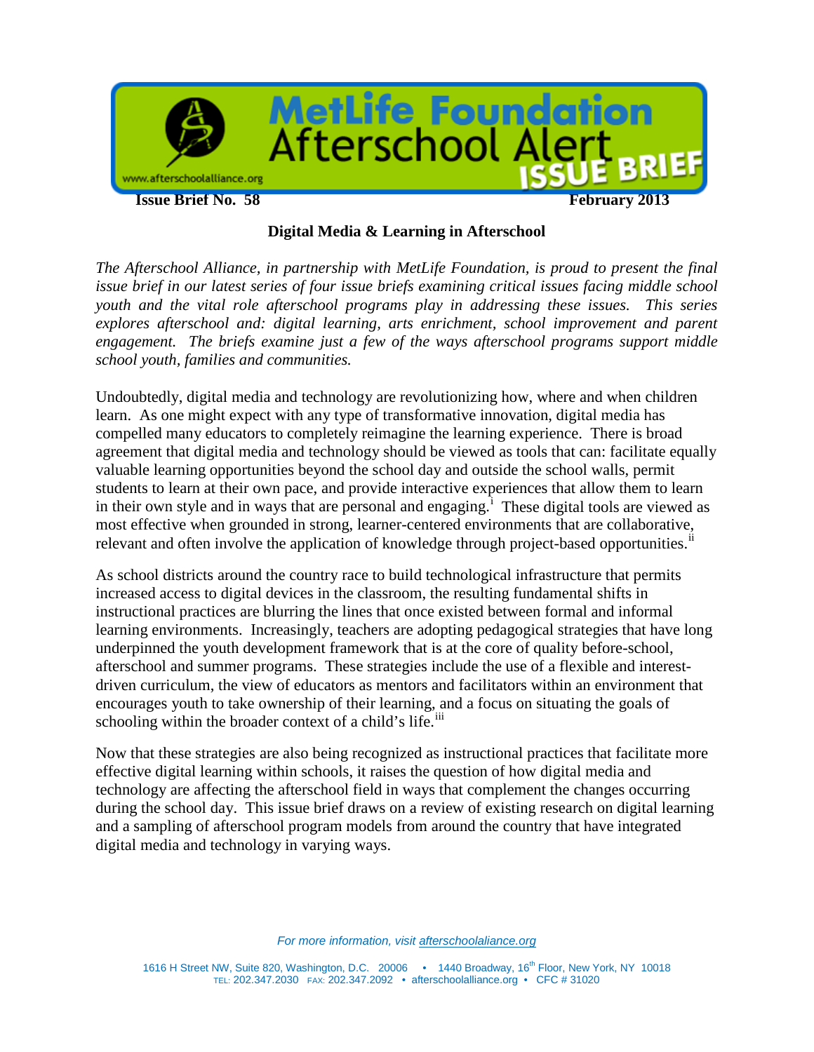# MetLife Foundation Afterschool Alert ISSUE BRIEF

www.afterschoolalliance.org

**Issue Brief No. 58** **February 2013**

## Digital Media & Learning in Afterschool

*The Afterschool Alliance, in partnership with MetLife Foundation, is proud to present the final issue brief in our latest series of four issue briefs examining critical issues facing middle school youth and the vital role afterschool programs play in addressing these issues. This series explores afterschool and: digital learning, arts enrichment, school improvement and parent engagement. The briefs examine just a few of the ways afterschool programs support middle school youth, families and communities.*

Undoubtedly, digital media and technology are revolutionizing how, where and when children learn. As one might expect with any type of transformative innovation, digital media has compelled many educators to completely reimagine the learning experience. There is broad agreement that digital media and technology should be viewed as tools that can: facilitate equally valuable learning opportunities beyond the school day and outside the school walls, permit students to learn at their own pace, and provide interactive experiences that allow them to learn in their own style and in ways that are personal and engaging.[i] These digital tools are viewed as most effective when grounded in strong, learner-centered environments that are collaborative, relevant and often involve the application of knowledge through project-based opportunities.[ii]

As school districts around the country race to build technological infrastructure that permits increased access to digital devices in the classroom, the resulting fundamental shifts in instructional practices are blurring the lines that once existed between formal and informal learning environments. Increasingly, teachers are adopting pedagogical strategies that have long underpinned the youth development framework that is at the core of quality before-school, afterschool and summer programs. These strategies include the use of a flexible and interest-driven curriculum, the view of educators as mentors and facilitators within an environment that encourages youth to take ownership of their learning, and a focus on situating the goals of schooling within the broader context of a child's life.[iii]

Now that these strategies are also being recognized as instructional practices that facilitate more effective digital learning within schools, it raises the question of how digital media and technology are affecting the afterschool field in ways that complement the changes occurring during the school day. This issue brief draws on a review of existing research on digital learning and a sampling of afterschool program models from around the country that have integrated digital media and technology in varying ways.

*For more information, visit afterschoolaliance.org*

1616 H Street NW, Suite 820, Washington, D.C. 20006 • 1440 Broadway, 16th Floor, New York, NY 10018
TEL: 202.347.2030 FAX: 202.347.2092 • afterschoolalliance.org • CFC # 31020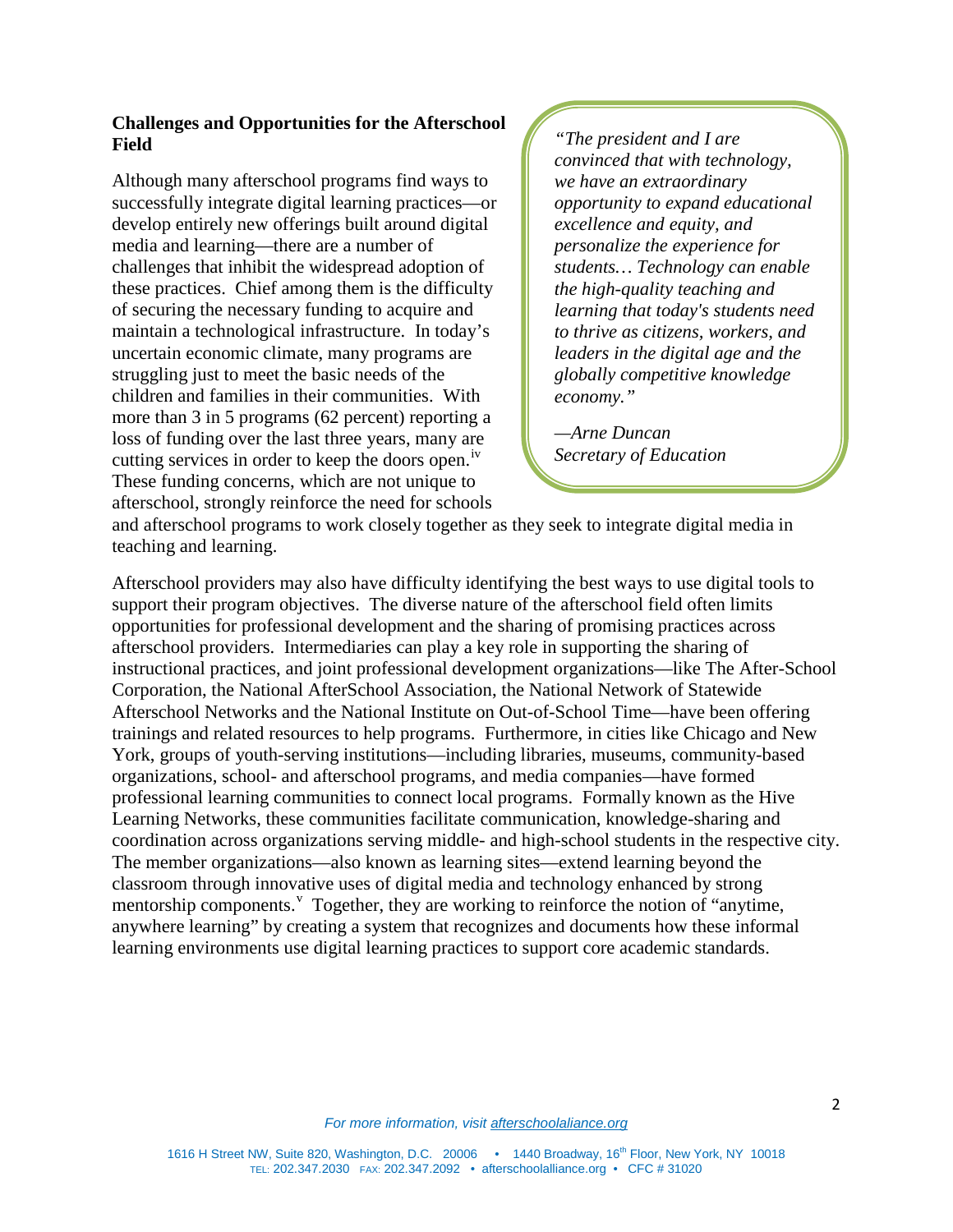### Challenges and Opportunities for the Afterschool Field

> *"The president and I are convinced that with technology, we have an extraordinary opportunity to expand educational excellence and equity, and personalize the experience for students… Technology can enable the high-quality teaching and learning that today's students need to thrive as citizens, workers, and leaders in the digital age and the globally competitive knowledge economy."*
>
> *—Arne Duncan*
> *Secretary of Education*

Although many afterschool programs find ways to successfully integrate digital learning practices—or develop entirely new offerings built around digital media and learning—there are a number of challenges that inhibit the widespread adoption of these practices. Chief among them is the difficulty of securing the necessary funding to acquire and maintain a technological infrastructure. In today's uncertain economic climate, many programs are struggling just to meet the basic needs of the children and families in their communities. With more than 3 in 5 programs (62 percent) reporting a loss of funding over the last three years, many are cutting services in order to keep the doors open.[iv] These funding concerns, which are not unique to afterschool, strongly reinforce the need for schools and afterschool programs to work closely together as they seek to integrate digital media in teaching and learning.

Afterschool providers may also have difficulty identifying the best ways to use digital tools to support their program objectives. The diverse nature of the afterschool field often limits opportunities for professional development and the sharing of promising practices across afterschool providers. Intermediaries can play a key role in supporting the sharing of instructional practices, and joint professional development organizations—like The After-School Corporation, the National AfterSchool Association, the National Network of Statewide Afterschool Networks and the National Institute on Out-of-School Time—have been offering trainings and related resources to help programs. Furthermore, in cities like Chicago and New York, groups of youth-serving institutions—including libraries, museums, community-based organizations, school- and afterschool programs, and media companies—have formed professional learning communities to connect local programs. Formally known as the Hive Learning Networks, these communities facilitate communication, knowledge-sharing and coordination across organizations serving middle- and high-school students in the respective city. The member organizations—also known as learning sites—extend learning beyond the classroom through innovative uses of digital media and technology enhanced by strong mentorship components.[v] Together, they are working to reinforce the notion of "anytime, anywhere learning" by creating a system that recognizes and documents how these informal learning environments use digital learning practices to support core academic standards.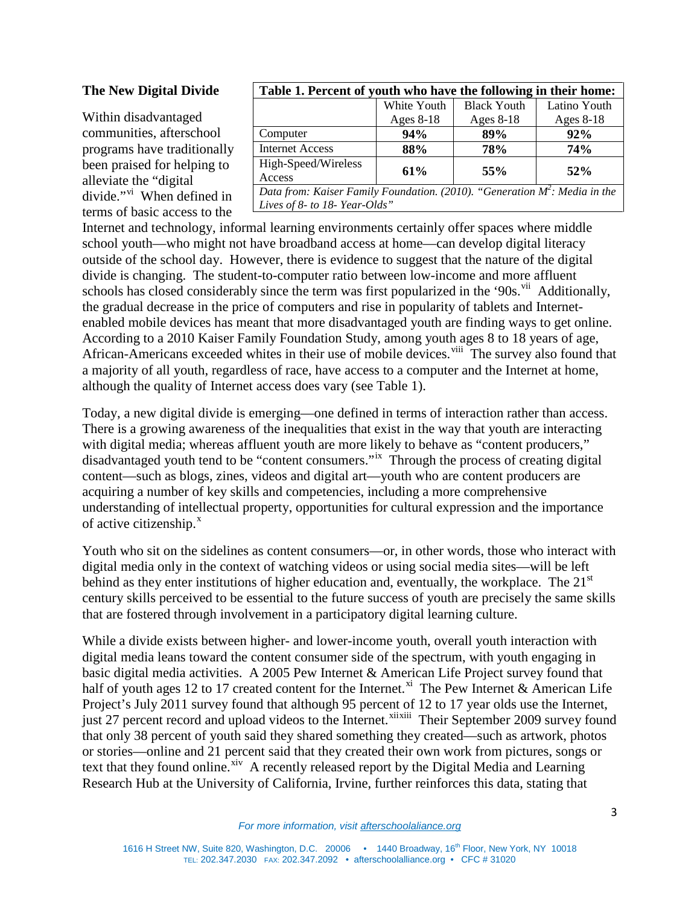**The New Digital Divide**

| Table 1. Percent of youth who have the following in their home: | | | |
|---|---|---|---|
| | White Youth Ages 8-18 | Black Youth Ages 8-18 | Latino Youth Ages 8-18 |
| Computer | **94%** | **89%** | **92%** |
| Internet Access | **88%** | **78%** | **74%** |
| High-Speed/Wireless Access | **61%** | **55%** | **52%** |

*Data from: Kaiser Family Foundation. (2010). "Generation M$^2$: Media in the Lives of 8- to 18- Year-Olds"*

Within disadvantaged communities, afterschool programs have traditionally been praised for helping to alleviate the "digital divide."[vi] When defined in terms of basic access to the Internet and technology, informal learning environments certainly offer spaces where middle school youth—who might not have broadband access at home—can develop digital literacy outside of the school day. However, there is evidence to suggest that the nature of the digital divide is changing. The student-to-computer ratio between low-income and more affluent schools has closed considerably since the term was first popularized in the '90s.[vii] Additionally, the gradual decrease in the price of computers and rise in popularity of tablets and Internet-enabled mobile devices has meant that more disadvantaged youth are finding ways to get online. According to a 2010 Kaiser Family Foundation Study, among youth ages 8 to 18 years of age, African-Americans exceeded whites in their use of mobile devices.[viii] The survey also found that a majority of all youth, regardless of race, have access to a computer and the Internet at home, although the quality of Internet access does vary (see Table 1).

Today, a new digital divide is emerging—one defined in terms of interaction rather than access. There is a growing awareness of the inequalities that exist in the way that youth are interacting with digital media; whereas affluent youth are more likely to behave as "content producers," disadvantaged youth tend to be "content consumers."[ix] Through the process of creating digital content—such as blogs, zines, videos and digital art—youth who are content producers are acquiring a number of key skills and competencies, including a more comprehensive understanding of intellectual property, opportunities for cultural expression and the importance of active citizenship.[x]

Youth who sit on the sidelines as content consumers—or, in other words, those who interact with digital media only in the context of watching videos or using social media sites—will be left behind as they enter institutions of higher education and, eventually, the workplace. The 21st century skills perceived to be essential to the future success of youth are precisely the same skills that are fostered through involvement in a participatory digital learning culture.

While a divide exists between higher- and lower-income youth, overall youth interaction with digital media leans toward the content consumer side of the spectrum, with youth engaging in basic digital media activities. A 2005 Pew Internet & American Life Project survey found that half of youth ages 12 to 17 created content for the Internet.[xi] The Pew Internet & American Life Project's July 2011 survey found that although 95 percent of 12 to 17 year olds use the Internet, just 27 percent record and upload videos to the Internet.[xii][xiii] Their September 2009 survey found that only 38 percent of youth said they shared something they created—such as artwork, photos or stories—online and 21 percent said that they created their own work from pictures, songs or text that they found online.[xiv] A recently released report by the Digital Media and Learning Research Hub at the University of California, Irvine, further reinforces this data, stating that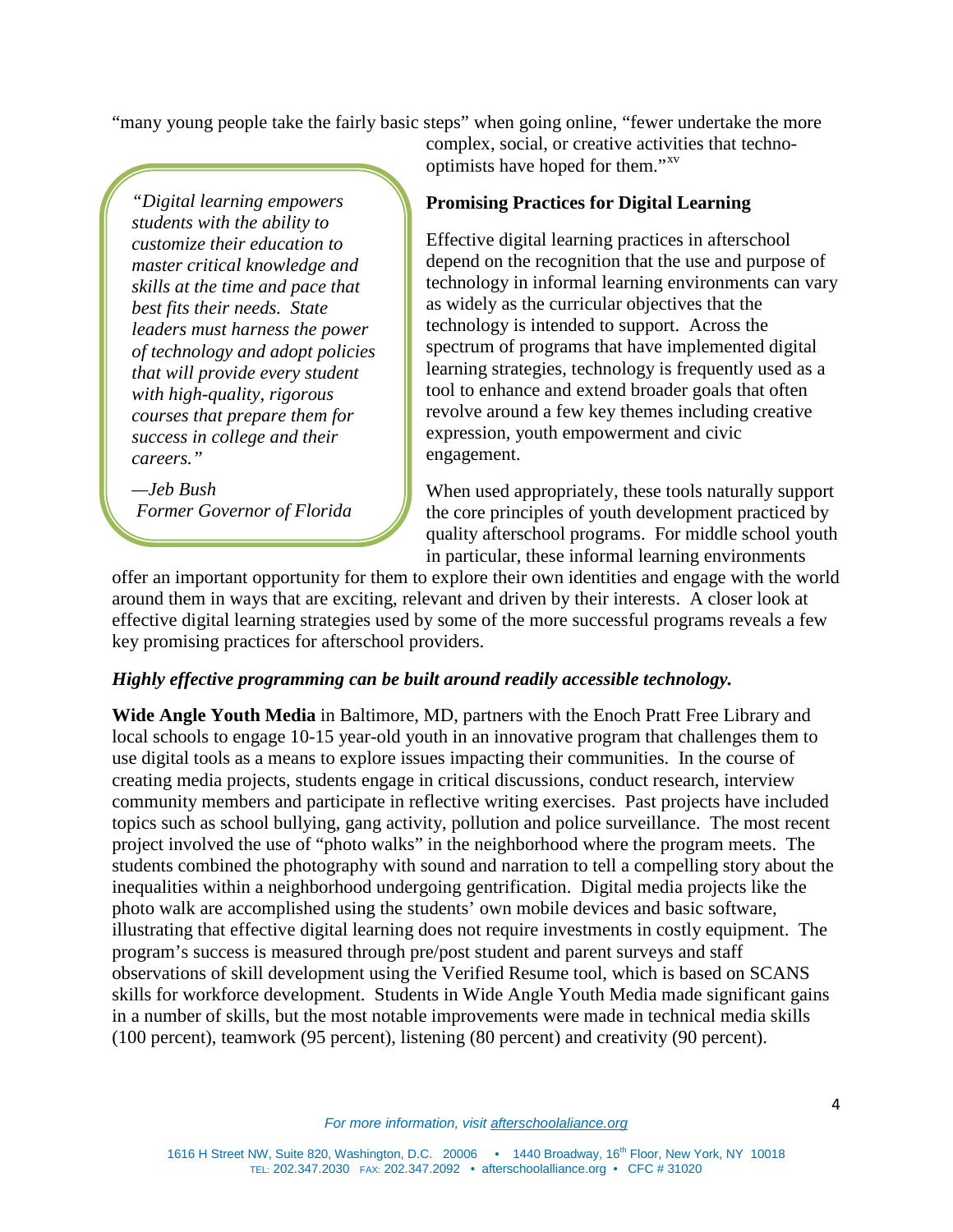"many young people take the fairly basic steps" when going online, "fewer undertake the more complex, social, or creative activities that techno-optimists have hoped for them."[xv]

> *"Digital learning empowers students with the ability to customize their education to master critical knowledge and skills at the time and pace that best fits their needs. State leaders must harness the power of technology and adopt policies that will provide every student with high-quality, rigorous courses that prepare them for success in college and their careers."*
>
> *—Jeb Bush*
> *Former Governor of Florida*

### Promising Practices for Digital Learning

Effective digital learning practices in afterschool depend on the recognition that the use and purpose of technology in informal learning environments can vary as widely as the curricular objectives that the technology is intended to support. Across the spectrum of programs that have implemented digital learning strategies, technology is frequently used as a tool to enhance and extend broader goals that often revolve around a few key themes including creative expression, youth empowerment and civic engagement.

When used appropriately, these tools naturally support the core principles of youth development practiced by quality afterschool programs. For middle school youth in particular, these informal learning environments offer an important opportunity for them to explore their own identities and engage with the world around them in ways that are exciting, relevant and driven by their interests. A closer look at effective digital learning strategies used by some of the more successful programs reveals a few key promising practices for afterschool providers.

***Highly effective programming can be built around readily accessible technology.***

**Wide Angle Youth Media** in Baltimore, MD, partners with the Enoch Pratt Free Library and local schools to engage 10-15 year-old youth in an innovative program that challenges them to use digital tools as a means to explore issues impacting their communities. In the course of creating media projects, students engage in critical discussions, conduct research, interview community members and participate in reflective writing exercises. Past projects have included topics such as school bullying, gang activity, pollution and police surveillance. The most recent project involved the use of "photo walks" in the neighborhood where the program meets. The students combined the photography with sound and narration to tell a compelling story about the inequalities within a neighborhood undergoing gentrification. Digital media projects like the photo walk are accomplished using the students' own mobile devices and basic software, illustrating that effective digital learning does not require investments in costly equipment. The program's success is measured through pre/post student and parent surveys and staff observations of skill development using the Verified Resume tool, which is based on SCANS skills for workforce development. Students in Wide Angle Youth Media made significant gains in a number of skills, but the most notable improvements were made in technical media skills (100 percent), teamwork (95 percent), listening (80 percent) and creativity (90 percent).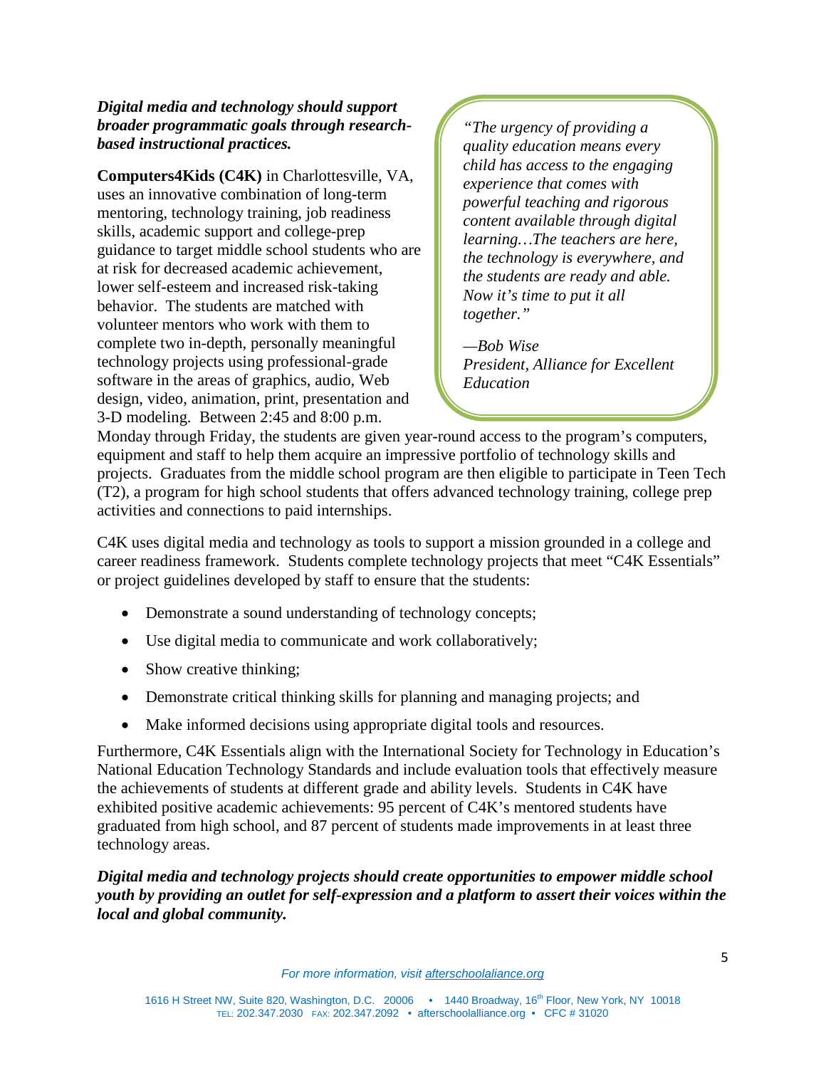***Digital media and technology should support broader programmatic goals through research-based instructional practices.***

> *"The urgency of providing a quality education means every child has access to the engaging experience that comes with powerful teaching and rigorous content available through digital learning…The teachers are here, the technology is everywhere, and the students are ready and able. Now it's time to put it all together."*
>
> *—Bob Wise*
> *President, Alliance for Excellent Education*

**Computers4Kids (C4K)** in Charlottesville, VA, uses an innovative combination of long-term mentoring, technology training, job readiness skills, academic support and college-prep guidance to target middle school students who are at risk for decreased academic achievement, lower self-esteem and increased risk-taking behavior. The students are matched with volunteer mentors who work with them to complete two in-depth, personally meaningful technology projects using professional-grade software in the areas of graphics, audio, Web design, video, animation, print, presentation and 3-D modeling. Between 2:45 and 8:00 p.m. Monday through Friday, the students are given year-round access to the program's computers, equipment and staff to help them acquire an impressive portfolio of technology skills and projects. Graduates from the middle school program are then eligible to participate in Teen Tech (T2), a program for high school students that offers advanced technology training, college prep activities and connections to paid internships.

C4K uses digital media and technology as tools to support a mission grounded in a college and career readiness framework. Students complete technology projects that meet "C4K Essentials" or project guidelines developed by staff to ensure that the students:

- Demonstrate a sound understanding of technology concepts;
- Use digital media to communicate and work collaboratively;
- Show creative thinking;
- Demonstrate critical thinking skills for planning and managing projects; and
- Make informed decisions using appropriate digital tools and resources.

Furthermore, C4K Essentials align with the International Society for Technology in Education's National Education Technology Standards and include evaluation tools that effectively measure the achievements of students at different grade and ability levels. Students in C4K have exhibited positive academic achievements: 95 percent of C4K's mentored students have graduated from high school, and 87 percent of students made improvements in at least three technology areas.

***Digital media and technology projects should create opportunities to empower middle school youth by providing an outlet for self-expression and a platform to assert their voices within the local and global community.***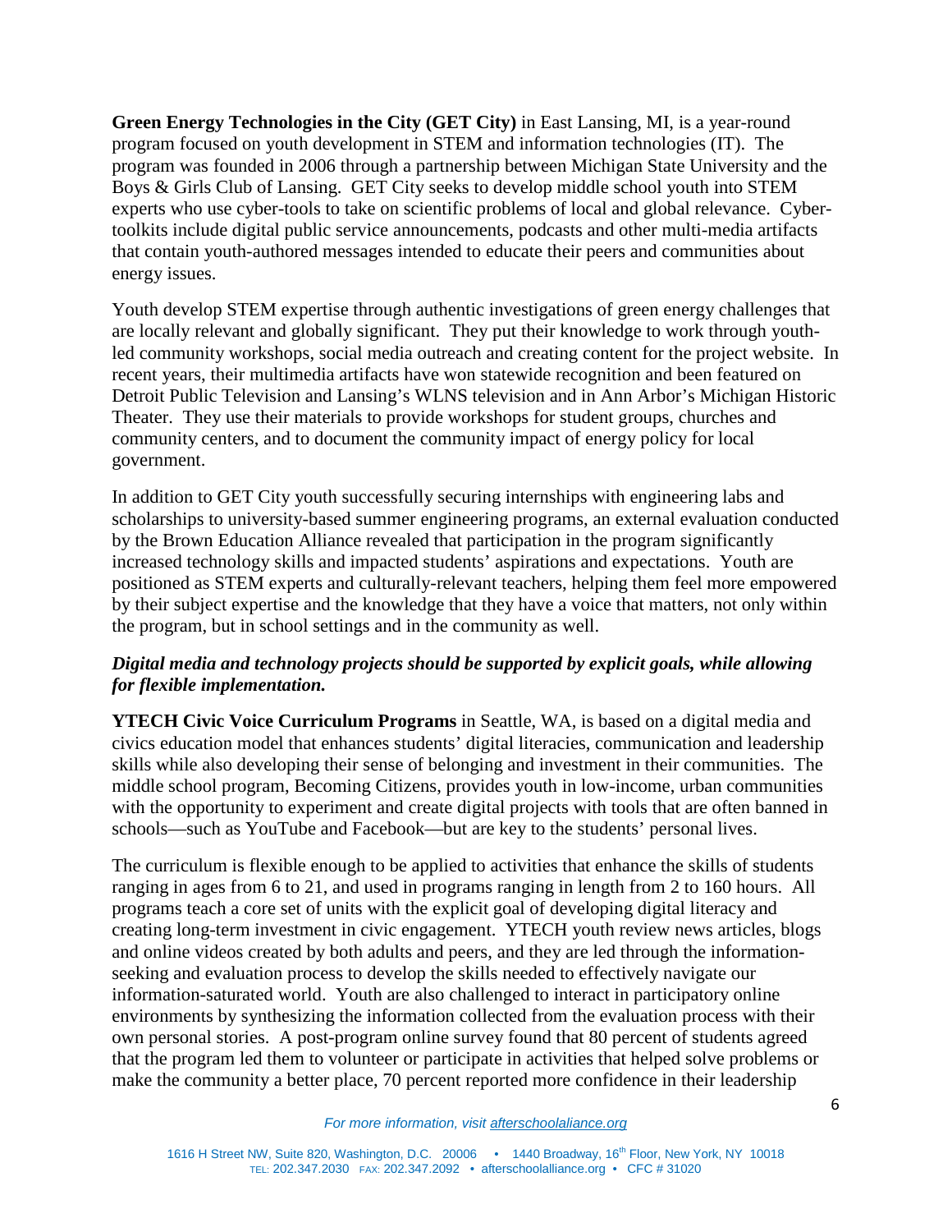**Green Energy Technologies in the City (GET City)** in East Lansing, MI, is a year-round program focused on youth development in STEM and information technologies (IT). The program was founded in 2006 through a partnership between Michigan State University and the Boys & Girls Club of Lansing. GET City seeks to develop middle school youth into STEM experts who use cyber-tools to take on scientific problems of local and global relevance. Cyber-toolkits include digital public service announcements, podcasts and other multi-media artifacts that contain youth-authored messages intended to educate their peers and communities about energy issues.

Youth develop STEM expertise through authentic investigations of green energy challenges that are locally relevant and globally significant. They put their knowledge to work through youth-led community workshops, social media outreach and creating content for the project website. In recent years, their multimedia artifacts have won statewide recognition and been featured on Detroit Public Television and Lansing's WLNS television and in Ann Arbor's Michigan Historic Theater. They use their materials to provide workshops for student groups, churches and community centers, and to document the community impact of energy policy for local government.

In addition to GET City youth successfully securing internships with engineering labs and scholarships to university-based summer engineering programs, an external evaluation conducted by the Brown Education Alliance revealed that participation in the program significantly increased technology skills and impacted students' aspirations and expectations. Youth are positioned as STEM experts and culturally-relevant teachers, helping them feel more empowered by their subject expertise and the knowledge that they have a voice that matters, not only within the program, but in school settings and in the community as well.

***Digital media and technology projects should be supported by explicit goals, while allowing for flexible implementation.***

**YTECH Civic Voice Curriculum Programs** in Seattle, WA, is based on a digital media and civics education model that enhances students' digital literacies, communication and leadership skills while also developing their sense of belonging and investment in their communities. The middle school program, Becoming Citizens, provides youth in low-income, urban communities with the opportunity to experiment and create digital projects with tools that are often banned in schools—such as YouTube and Facebook—but are key to the students' personal lives.

The curriculum is flexible enough to be applied to activities that enhance the skills of students ranging in ages from 6 to 21, and used in programs ranging in length from 2 to 160 hours. All programs teach a core set of units with the explicit goal of developing digital literacy and creating long-term investment in civic engagement. YTECH youth review news articles, blogs and online videos created by both adults and peers, and they are led through the information-seeking and evaluation process to develop the skills needed to effectively navigate our information-saturated world. Youth are also challenged to interact in participatory online environments by synthesizing the information collected from the evaluation process with their own personal stories. A post-program online survey found that 80 percent of students agreed that the program led them to volunteer or participate in activities that helped solve problems or make the community a better place, 70 percent reported more confidence in their leadership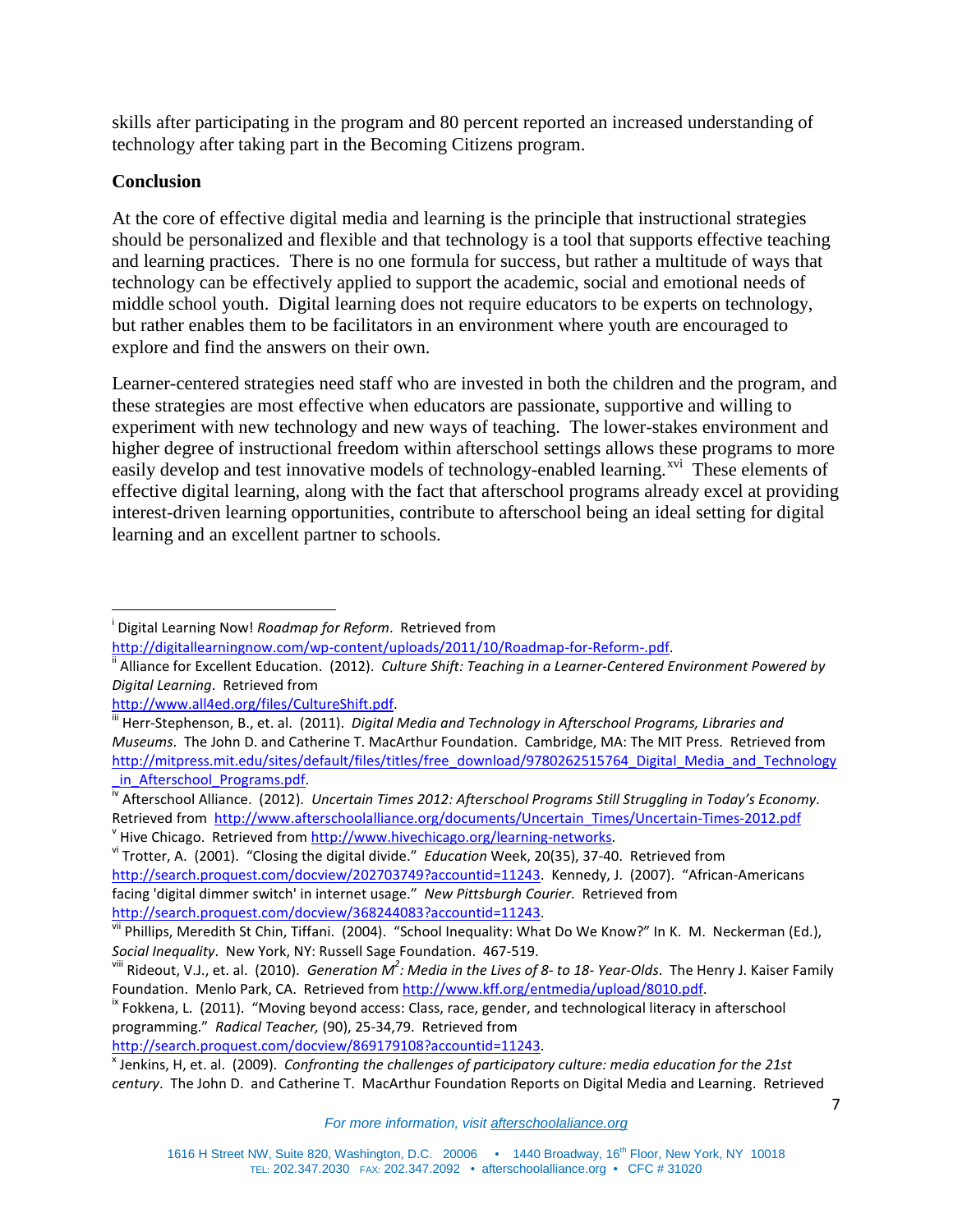skills after participating in the program and 80 percent reported an increased understanding of technology after taking part in the Becoming Citizens program.

**Conclusion**

At the core of effective digital media and learning is the principle that instructional strategies should be personalized and flexible and that technology is a tool that supports effective teaching and learning practices. There is no one formula for success, but rather a multitude of ways that technology can be effectively applied to support the academic, social and emotional needs of middle school youth. Digital learning does not require educators to be experts on technology, but rather enables them to be facilitators in an environment where youth are encouraged to explore and find the answers on their own.

Learner-centered strategies need staff who are invested in both the children and the program, and these strategies are most effective when educators are passionate, supportive and willing to experiment with new technology and new ways of teaching. The lower-stakes environment and higher degree of instructional freedom within afterschool settings allows these programs to more easily develop and test innovative models of technology-enabled learning.[xvi] These elements of effective digital learning, along with the fact that afterschool programs already excel at providing interest-driven learning opportunities, contribute to afterschool being an ideal setting for digital learning and an excellent partner to schools.

---

[i] Digital Learning Now! *Roadmap for Reform*. Retrieved from http://digitallearningnow.com/wp-content/uploads/2011/10/Roadmap-for-Reform-.pdf.

[ii] Alliance for Excellent Education. (2012). *Culture Shift: Teaching in a Learner-Centered Environment Powered by Digital Learning*. Retrieved from http://www.all4ed.org/files/CultureShift.pdf.

[iii] Herr-Stephenson, B., et. al. (2011). *Digital Media and Technology in Afterschool Programs, Libraries and Museums*. The John D. and Catherine T. MacArthur Foundation. Cambridge, MA: The MIT Press. Retrieved from http://mitpress.mit.edu/sites/default/files/titles/free_download/9780262515764_Digital_Media_and_Technology_in_Afterschool_Programs.pdf.

[iv] Afterschool Alliance. (2012). *Uncertain Times 2012: Afterschool Programs Still Struggling in Today's Economy*. Retrieved from http://www.afterschoolalliance.org/documents/Uncertain_Times/Uncertain-Times-2012.pdf

[v] Hive Chicago. Retrieved from http://www.hivechicago.org/learning-networks.

[vi] Trotter, A. (2001). "Closing the digital divide." *Education* Week, 20(35), 37-40. Retrieved from http://search.proquest.com/docview/202703749?accountid=11243. Kennedy, J. (2007). "African-Americans facing 'digital dimmer switch' in internet usage." *New Pittsburgh Courier*. Retrieved from http://search.proquest.com/docview/368244083?accountid=11243.

[vii] Phillips, Meredith St Chin, Tiffani. (2004). "School Inequality: What Do We Know?" In K. M. Neckerman (Ed.), *Social Inequality*. New York, NY: Russell Sage Foundation. 467-519.

[viii] Rideout, V.J., et. al. (2010). *Generation M$^2$: Media in the Lives of 8- to 18- Year-Olds*. The Henry J. Kaiser Family Foundation. Menlo Park, CA. Retrieved from http://www.kff.org/entmedia/upload/8010.pdf.

[ix] Fokkena, L. (2011). "Moving beyond access: Class, race, gender, and technological literacy in afterschool programming." *Radical Teacher,* (90), 25-34,79. Retrieved from http://search.proquest.com/docview/869179108?accountid=11243.

[x] Jenkins, H, et. al. (2009). *Confronting the challenges of participatory culture: media education for the 21st century*. The John D. and Catherine T. MacArthur Foundation Reports on Digital Media and Learning. Retrieved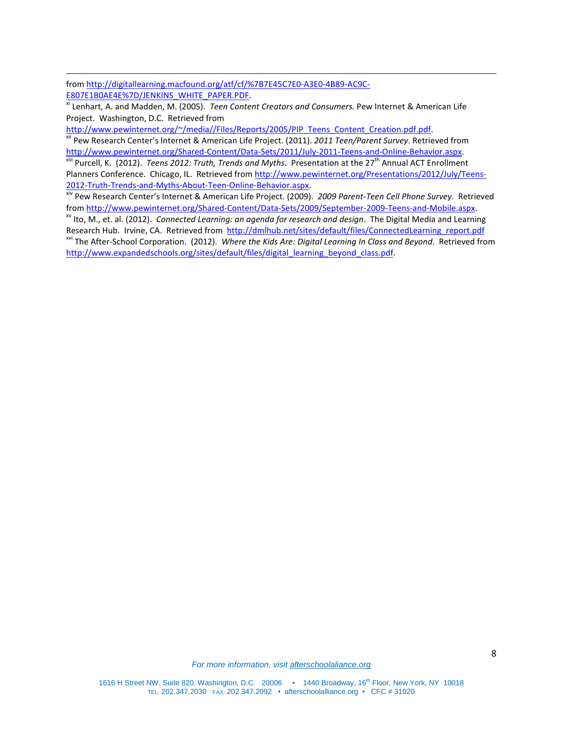from http://digitallearning.macfound.org/atf/cf/%7B7E45C7E0-A3E0-4B89-AC9C-E807E1B0AE4E%7D/JENKINS_WHITE_PAPER.PDF.

[xi] Lenhart, A. and Madden, M. (2005). *Teen Content Creators and Consumers.* Pew Internet & American Life Project. Washington, D.C. Retrieved from http://www.pewinternet.org/~/media//Files/Reports/2005/PIP_Teens_Content_Creation.pdf.pdf.

[xii] Pew Research Center's Internet & American Life Project. (2011). *2011 Teen/Parent Survey*. Retrieved from http://www.pewinternet.org/Shared-Content/Data-Sets/2011/July-2011-Teens-and-Online-Behavior.aspx.

[xiii] Purcell, K. (2012). *Teens 2012: Truth, Trends and Myths*. Presentation at the 27th Annual ACT Enrollment Planners Conference. Chicago, IL. Retrieved from http://www.pewinternet.org/Presentations/2012/July/Teens-2012-Truth-Trends-and-Myths-About-Teen-Online-Behavior.aspx.

[xiv] Pew Research Center's Internet & American Life Project. (2009). *2009 Parent-Teen Cell Phone Survey.* Retrieved from http://www.pewinternet.org/Shared-Content/Data-Sets/2009/September-2009-Teens-and-Mobile.aspx.

[xv] Ito, M., et. al. (2012). *Connected Learning: an agenda for research and design*. The Digital Media and Learning Research Hub. Irvine, CA. Retrieved from http://dmlhub.net/sites/default/files/ConnectedLearning_report.pdf

[xvi] The After-School Corporation. (2012). *Where the Kids Are: Digital Learning In Class and Beyond*. Retrieved from http://www.expandedschools.org/sites/default/files/digital_learning_beyond_class.pdf.